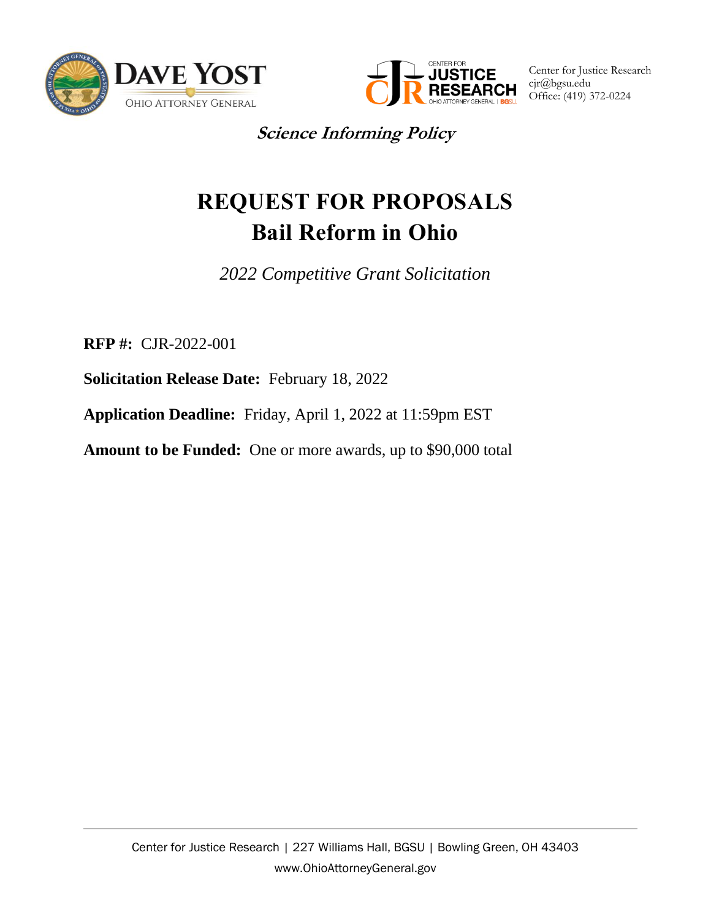DAVE YOST
OHIO ATTORNEY GENERAL

CENTER FOR JUSTICE RESEARCH
OHIO ATTORNEY GENERAL | BGSU

Center for Justice Research
cjr@bgsu.edu
Office: (419) 372-0224

***Science Informing Policy***

# REQUEST FOR PROPOSALS
# Bail Reform in Ohio

*2022 Competitive Grant Solicitation*

**RFP #:** CJR-2022-001

**Solicitation Release Date:** February 18, 2022

**Application Deadline:** Friday, April 1, 2022 at 11:59pm EST

**Amount to be Funded:** One or more awards, up to $90,000 total

Center for Justice Research | 227 Williams Hall, BGSU | Bowling Green, OH 43403
www.OhioAttorneyGeneral.gov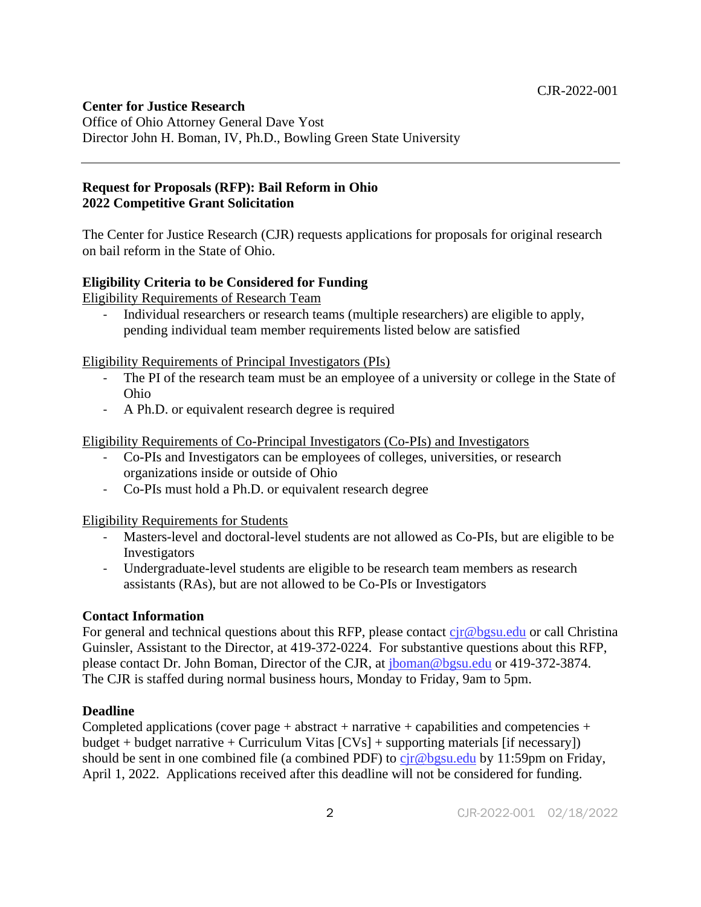CJR-2022-001

**Center for Justice Research**
Office of Ohio Attorney General Dave Yost
Director John H. Boman, IV, Ph.D., Bowling Green State University

---

**Request for Proposals (RFP): Bail Reform in Ohio**
**2022 Competitive Grant Solicitation**

The Center for Justice Research (CJR) requests applications for proposals for original research on bail reform in the State of Ohio.

**Eligibility Criteria to be Considered for Funding**

Eligibility Requirements of Research Team

- Individual researchers or research teams (multiple researchers) are eligible to apply, pending individual team member requirements listed below are satisfied

Eligibility Requirements of Principal Investigators (PIs)

- The PI of the research team must be an employee of a university or college in the State of Ohio
- A Ph.D. or equivalent research degree is required

Eligibility Requirements of Co-Principal Investigators (Co-PIs) and Investigators

- Co-PIs and Investigators can be employees of colleges, universities, or research organizations inside or outside of Ohio
- Co-PIs must hold a Ph.D. or equivalent research degree

Eligibility Requirements for Students

- Masters-level and doctoral-level students are not allowed as Co-PIs, but are eligible to be Investigators
- Undergraduate-level students are eligible to be research team members as research assistants (RAs), but are not allowed to be Co-PIs or Investigators

**Contact Information**

For general and technical questions about this RFP, please contact cjr@bgsu.edu or call Christina Guinsler, Assistant to the Director, at 419-372-0224. For substantive questions about this RFP, please contact Dr. John Boman, Director of the CJR, at jboman@bgsu.edu or 419-372-3874. The CJR is staffed during normal business hours, Monday to Friday, 9am to 5pm.

**Deadline**

Completed applications (cover page + abstract + narrative + capabilities and competencies + budget + budget narrative + Curriculum Vitas [CVs] + supporting materials [if necessary]) should be sent in one combined file (a combined PDF) to cjr@bgsu.edu by 11:59pm on Friday, April 1, 2022. Applications received after this deadline will not be considered for funding.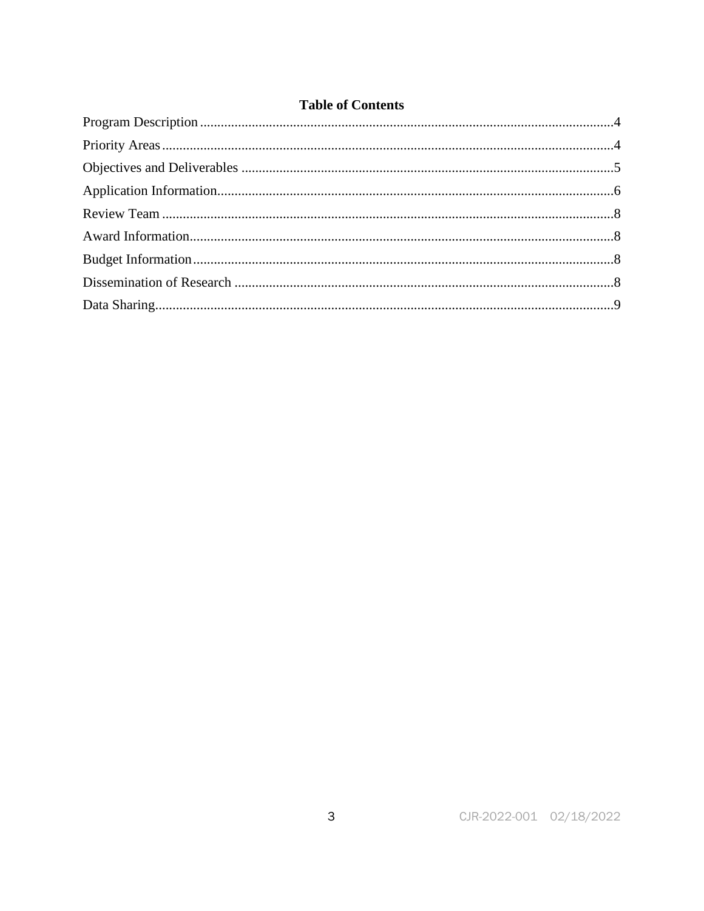## Table of Contents

Program Description ........................................................................................................4

Priority Areas ..................................................................................................................4

Objectives and Deliverables ............................................................................................5

Application Information...................................................................................................6

Review Team ...................................................................................................................8

Award Information...........................................................................................................8

Budget Information ..........................................................................................................8

Dissemination of Research ..............................................................................................8

Data Sharing.....................................................................................................................9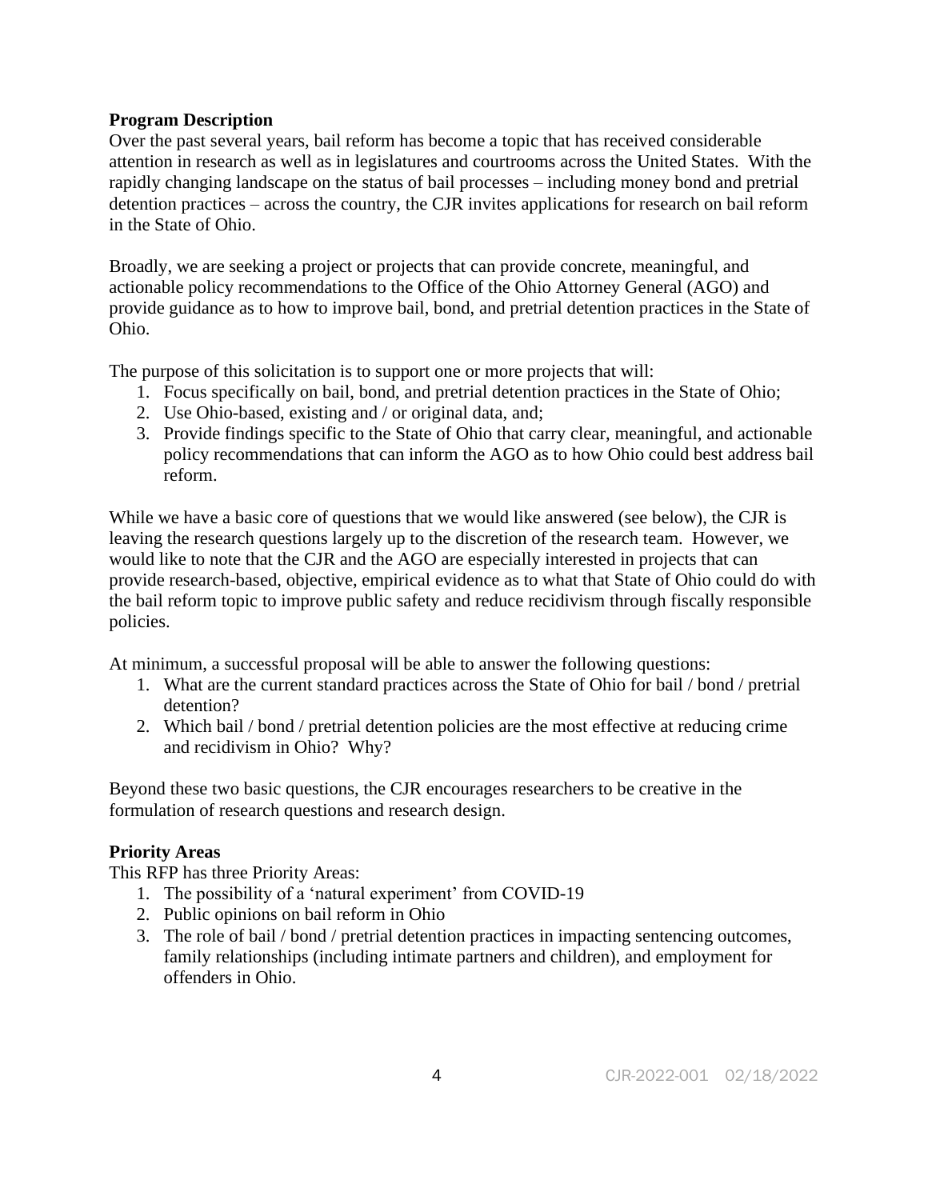**Program Description**

Over the past several years, bail reform has become a topic that has received considerable attention in research as well as in legislatures and courtrooms across the United States. With the rapidly changing landscape on the status of bail processes – including money bond and pretrial detention practices – across the country, the CJR invites applications for research on bail reform in the State of Ohio.

Broadly, we are seeking a project or projects that can provide concrete, meaningful, and actionable policy recommendations to the Office of the Ohio Attorney General (AGO) and provide guidance as to how to improve bail, bond, and pretrial detention practices in the State of Ohio.

The purpose of this solicitation is to support one or more projects that will:

1. Focus specifically on bail, bond, and pretrial detention practices in the State of Ohio;
2. Use Ohio-based, existing and / or original data, and;
3. Provide findings specific to the State of Ohio that carry clear, meaningful, and actionable policy recommendations that can inform the AGO as to how Ohio could best address bail reform.

While we have a basic core of questions that we would like answered (see below), the CJR is leaving the research questions largely up to the discretion of the research team. However, we would like to note that the CJR and the AGO are especially interested in projects that can provide research-based, objective, empirical evidence as to what that State of Ohio could do with the bail reform topic to improve public safety and reduce recidivism through fiscally responsible policies.

At minimum, a successful proposal will be able to answer the following questions:

1. What are the current standard practices across the State of Ohio for bail / bond / pretrial detention?
2. Which bail / bond / pretrial detention policies are the most effective at reducing crime and recidivism in Ohio? Why?

Beyond these two basic questions, the CJR encourages researchers to be creative in the formulation of research questions and research design.

**Priority Areas**

This RFP has three Priority Areas:

1. The possibility of a 'natural experiment' from COVID-19
2. Public opinions on bail reform in Ohio
3. The role of bail / bond / pretrial detention practices in impacting sentencing outcomes, family relationships (including intimate partners and children), and employment for offenders in Ohio.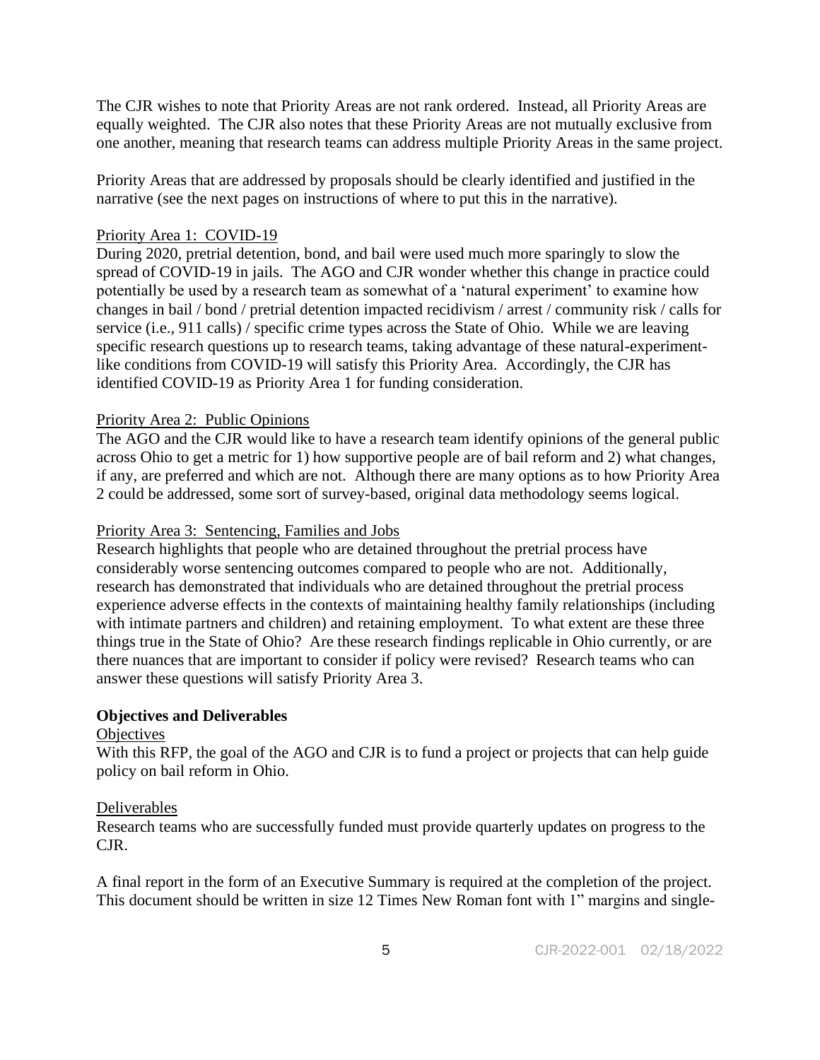The CJR wishes to note that Priority Areas are not rank ordered. Instead, all Priority Areas are equally weighted. The CJR also notes that these Priority Areas are not mutually exclusive from one another, meaning that research teams can address multiple Priority Areas in the same project.

Priority Areas that are addressed by proposals should be clearly identified and justified in the narrative (see the next pages on instructions of where to put this in the narrative).

Priority Area 1: COVID-19

During 2020, pretrial detention, bond, and bail were used much more sparingly to slow the spread of COVID-19 in jails. The AGO and CJR wonder whether this change in practice could potentially be used by a research team as somewhat of a 'natural experiment' to examine how changes in bail / bond / pretrial detention impacted recidivism / arrest / community risk / calls for service (i.e., 911 calls) / specific crime types across the State of Ohio. While we are leaving specific research questions up to research teams, taking advantage of these natural-experiment-like conditions from COVID-19 will satisfy this Priority Area. Accordingly, the CJR has identified COVID-19 as Priority Area 1 for funding consideration.

Priority Area 2: Public Opinions

The AGO and the CJR would like to have a research team identify opinions of the general public across Ohio to get a metric for 1) how supportive people are of bail reform and 2) what changes, if any, are preferred and which are not. Although there are many options as to how Priority Area 2 could be addressed, some sort of survey-based, original data methodology seems logical.

Priority Area 3: Sentencing, Families and Jobs

Research highlights that people who are detained throughout the pretrial process have considerably worse sentencing outcomes compared to people who are not. Additionally, research has demonstrated that individuals who are detained throughout the pretrial process experience adverse effects in the contexts of maintaining healthy family relationships (including with intimate partners and children) and retaining employment. To what extent are these three things true in the State of Ohio? Are these research findings replicable in Ohio currently, or are there nuances that are important to consider if policy were revised? Research teams who can answer these questions will satisfy Priority Area 3.

**Objectives and Deliverables**

Objectives

With this RFP, the goal of the AGO and CJR is to fund a project or projects that can help guide policy on bail reform in Ohio.

Deliverables

Research teams who are successfully funded must provide quarterly updates on progress to the CJR.

A final report in the form of an Executive Summary is required at the completion of the project. This document should be written in size 12 Times New Roman font with 1" margins and single-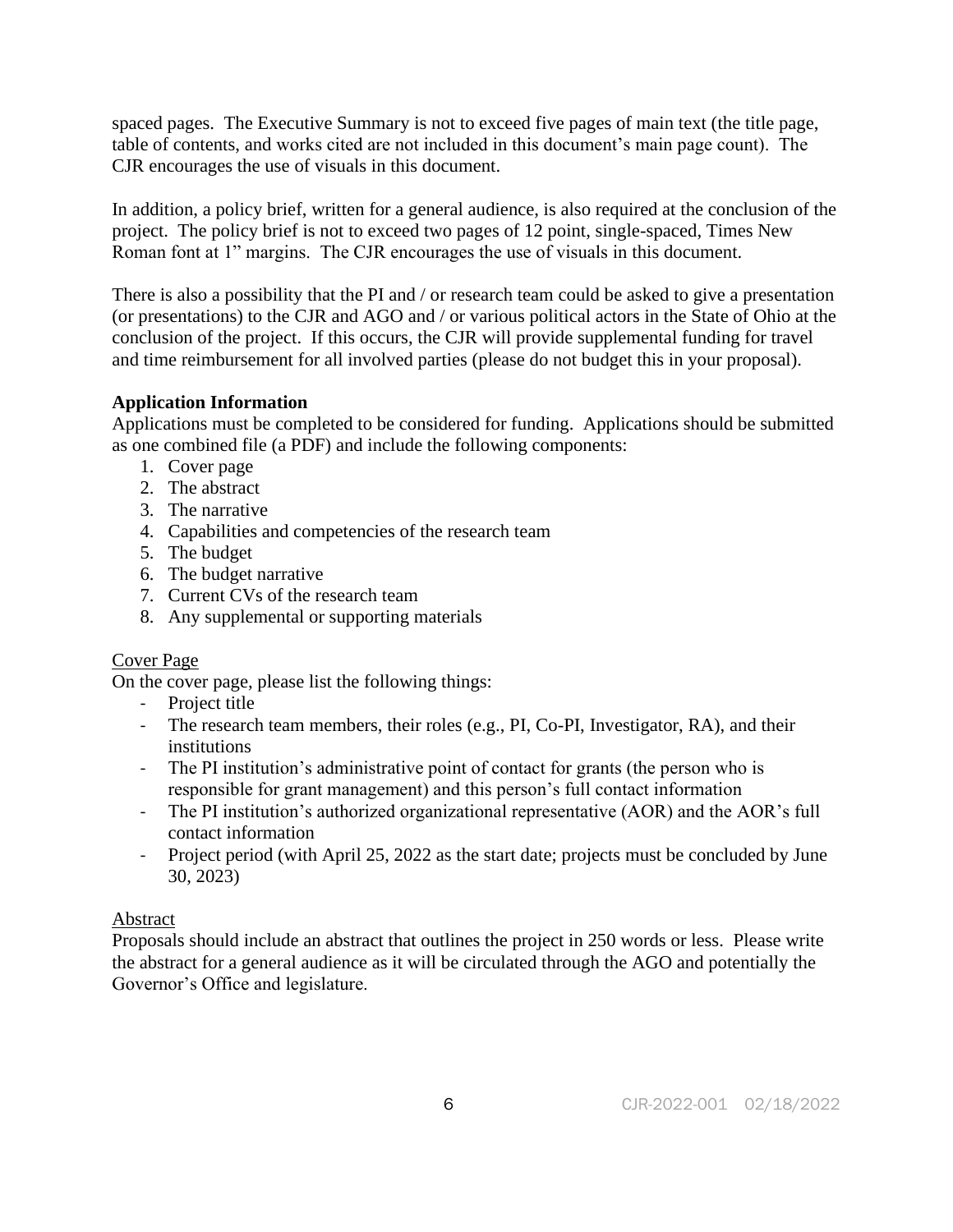spaced pages. The Executive Summary is not to exceed five pages of main text (the title page, table of contents, and works cited are not included in this document's main page count). The CJR encourages the use of visuals in this document.

In addition, a policy brief, written for a general audience, is also required at the conclusion of the project. The policy brief is not to exceed two pages of 12 point, single-spaced, Times New Roman font at 1" margins. The CJR encourages the use of visuals in this document.

There is also a possibility that the PI and / or research team could be asked to give a presentation (or presentations) to the CJR and AGO and / or various political actors in the State of Ohio at the conclusion of the project. If this occurs, the CJR will provide supplemental funding for travel and time reimbursement for all involved parties (please do not budget this in your proposal).

**Application Information**

Applications must be completed to be considered for funding. Applications should be submitted as one combined file (a PDF) and include the following components:

1. Cover page
2. The abstract
3. The narrative
4. Capabilities and competencies of the research team
5. The budget
6. The budget narrative
7. Current CVs of the research team
8. Any supplemental or supporting materials

<u>Cover Page</u>

On the cover page, please list the following things:

- Project title
- The research team members, their roles (e.g., PI, Co-PI, Investigator, RA), and their institutions
- The PI institution's administrative point of contact for grants (the person who is responsible for grant management) and this person's full contact information
- The PI institution's authorized organizational representative (AOR) and the AOR's full contact information
- Project period (with April 25, 2022 as the start date; projects must be concluded by June 30, 2023)

<u>Abstract</u>

Proposals should include an abstract that outlines the project in 250 words or less. Please write the abstract for a general audience as it will be circulated through the AGO and potentially the Governor's Office and legislature.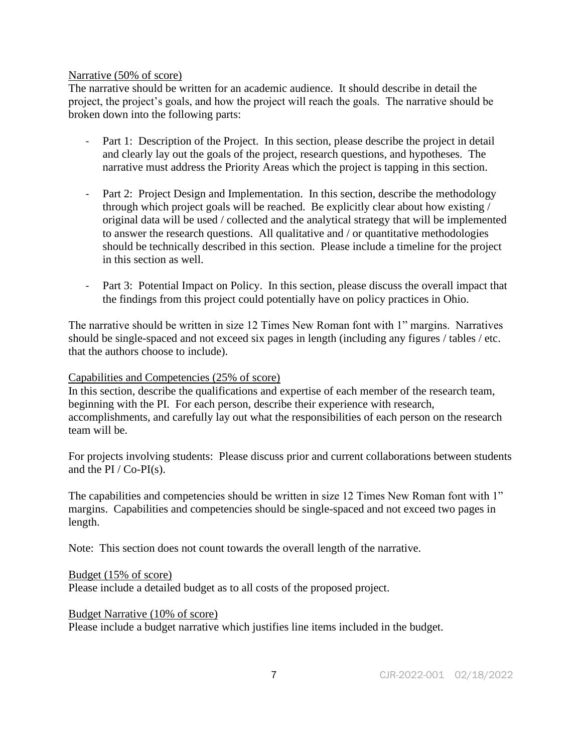Narrative (50% of score)

The narrative should be written for an academic audience. It should describe in detail the project, the project's goals, and how the project will reach the goals. The narrative should be broken down into the following parts:

- Part 1: Description of the Project. In this section, please describe the project in detail and clearly lay out the goals of the project, research questions, and hypotheses. The narrative must address the Priority Areas which the project is tapping in this section.

- Part 2: Project Design and Implementation. In this section, describe the methodology through which project goals will be reached. Be explicitly clear about how existing / original data will be used / collected and the analytical strategy that will be implemented to answer the research questions. All qualitative and / or quantitative methodologies should be technically described in this section. Please include a timeline for the project in this section as well.

- Part 3: Potential Impact on Policy. In this section, please discuss the overall impact that the findings from this project could potentially have on policy practices in Ohio.

The narrative should be written in size 12 Times New Roman font with 1" margins. Narratives should be single-spaced and not exceed six pages in length (including any figures / tables / etc. that the authors choose to include).

Capabilities and Competencies (25% of score)

In this section, describe the qualifications and expertise of each member of the research team, beginning with the PI. For each person, describe their experience with research, accomplishments, and carefully lay out what the responsibilities of each person on the research team will be.

For projects involving students: Please discuss prior and current collaborations between students and the PI / Co-PI(s).

The capabilities and competencies should be written in size 12 Times New Roman font with 1" margins. Capabilities and competencies should be single-spaced and not exceed two pages in length.

Note: This section does not count towards the overall length of the narrative.

Budget (15% of score)

Please include a detailed budget as to all costs of the proposed project.

Budget Narrative (10% of score)

Please include a budget narrative which justifies line items included in the budget.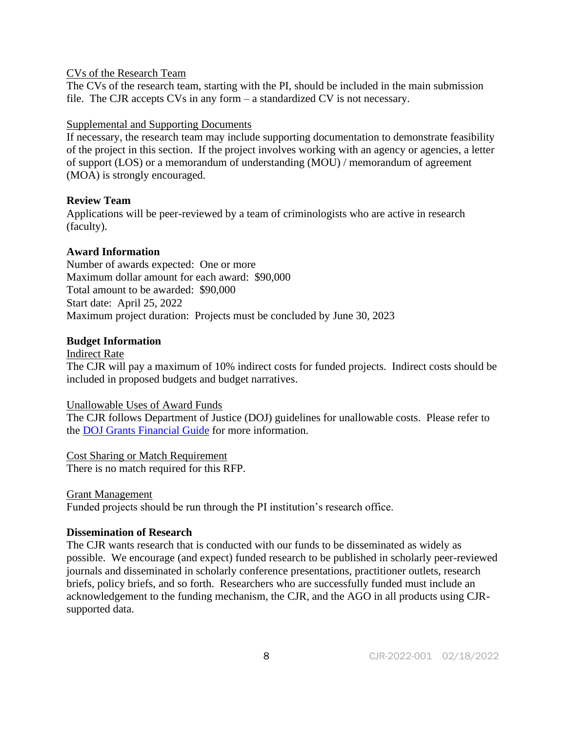CVs of the Research Team

The CVs of the research team, starting with the PI, should be included in the main submission file. The CJR accepts CVs in any form – a standardized CV is not necessary.

Supplemental and Supporting Documents

If necessary, the research team may include supporting documentation to demonstrate feasibility of the project in this section. If the project involves working with an agency or agencies, a letter of support (LOS) or a memorandum of understanding (MOU) / memorandum of agreement (MOA) is strongly encouraged.

**Review Team**

Applications will be peer-reviewed by a team of criminologists who are active in research (faculty).

**Award Information**

Number of awards expected: One or more
Maximum dollar amount for each award: $90,000
Total amount to be awarded: $90,000
Start date: April 25, 2022
Maximum project duration: Projects must be concluded by June 30, 2023

**Budget Information**

Indirect Rate

The CJR will pay a maximum of 10% indirect costs for funded projects. Indirect costs should be included in proposed budgets and budget narratives.

Unallowable Uses of Award Funds

The CJR follows Department of Justice (DOJ) guidelines for unallowable costs. Please refer to the [DOJ Grants Financial Guide]() for more information.

Cost Sharing or Match Requirement

There is no match required for this RFP.

Grant Management

Funded projects should be run through the PI institution's research office.

**Dissemination of Research**

The CJR wants research that is conducted with our funds to be disseminated as widely as possible. We encourage (and expect) funded research to be published in scholarly peer-reviewed journals and disseminated in scholarly conference presentations, practitioner outlets, research briefs, policy briefs, and so forth. Researchers who are successfully funded must include an acknowledgement to the funding mechanism, the CJR, and the AGO in all products using CJR-supported data.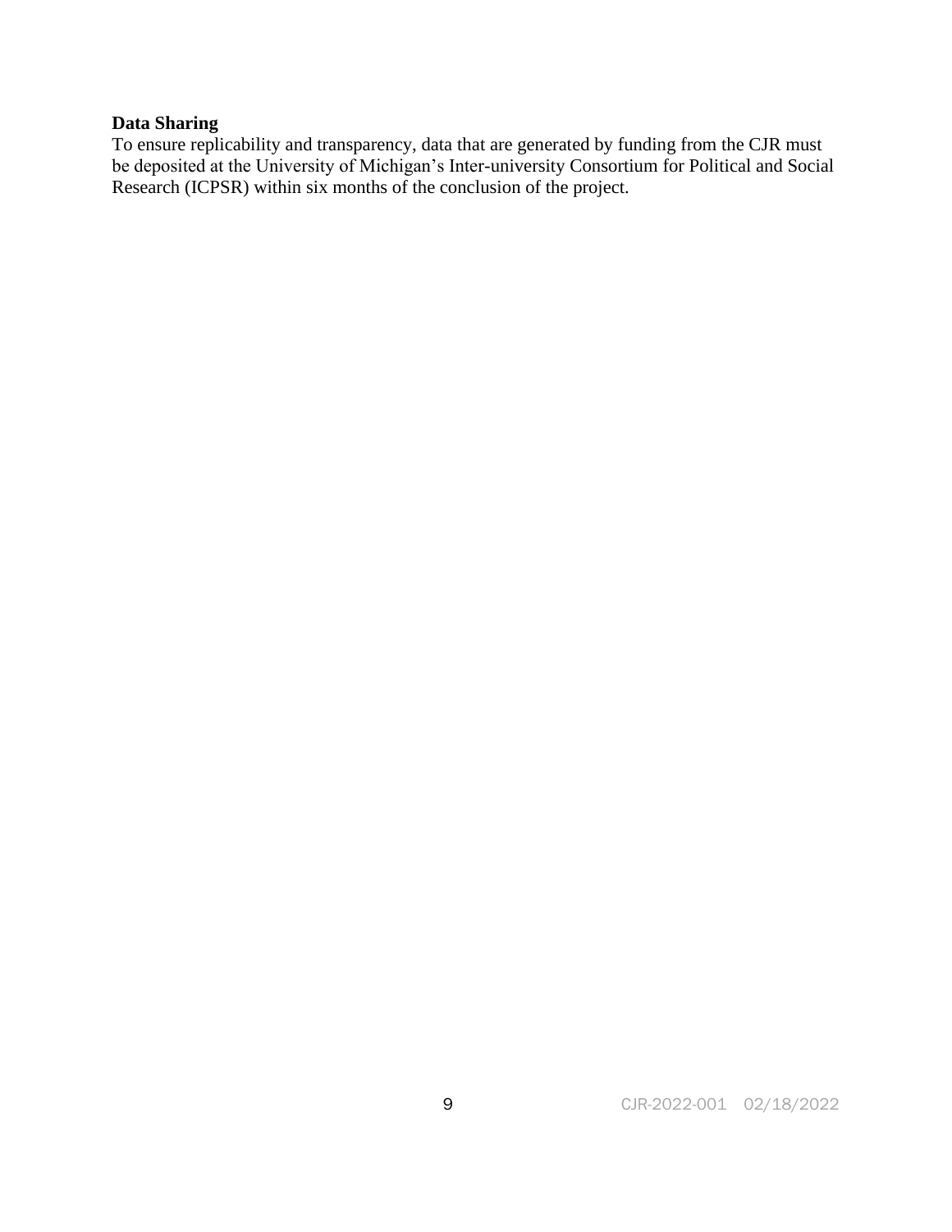**Data Sharing**

To ensure replicability and transparency, data that are generated by funding from the CJR must be deposited at the University of Michigan's Inter-university Consortium for Political and Social Research (ICPSR) within six months of the conclusion of the project.